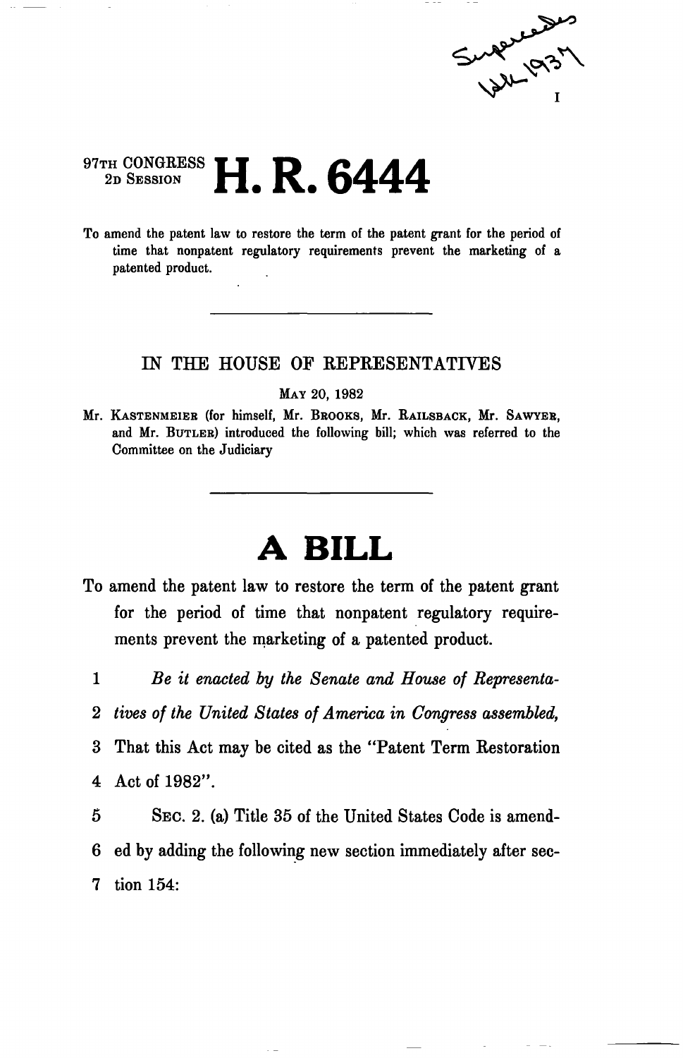Supersedes HR 1937

I

97TH CONGRESS
2D SESSION

# H. R. 6444

To amend the patent law to restore the term of the patent grant for the period of time that nonpatent regulatory requirements prevent the marketing of a patented product.

---

IN THE HOUSE OF REPRESENTATIVES

MAY 20, 1982

Mr. KASTENMEIER (for himself, Mr. BROOKS, Mr. RAILSBACK, Mr. SAWYER, and Mr. BUTLER) introduced the following bill; which was referred to the Committee on the Judiciary

---

# A BILL

To amend the patent law to restore the term of the patent grant for the period of time that nonpatent regulatory requirements prevent the marketing of a patented product.

1 *Be it enacted by the Senate and House of Representa-*
2 *tives of the United States of America in Congress assembled,*
3 That this Act may be cited as the "Patent Term Restoration
4 Act of 1982".
5 SEC. 2. (a) Title 35 of the United States Code is amend-
6 ed by adding the following new section immediately after sec-
7 tion 154: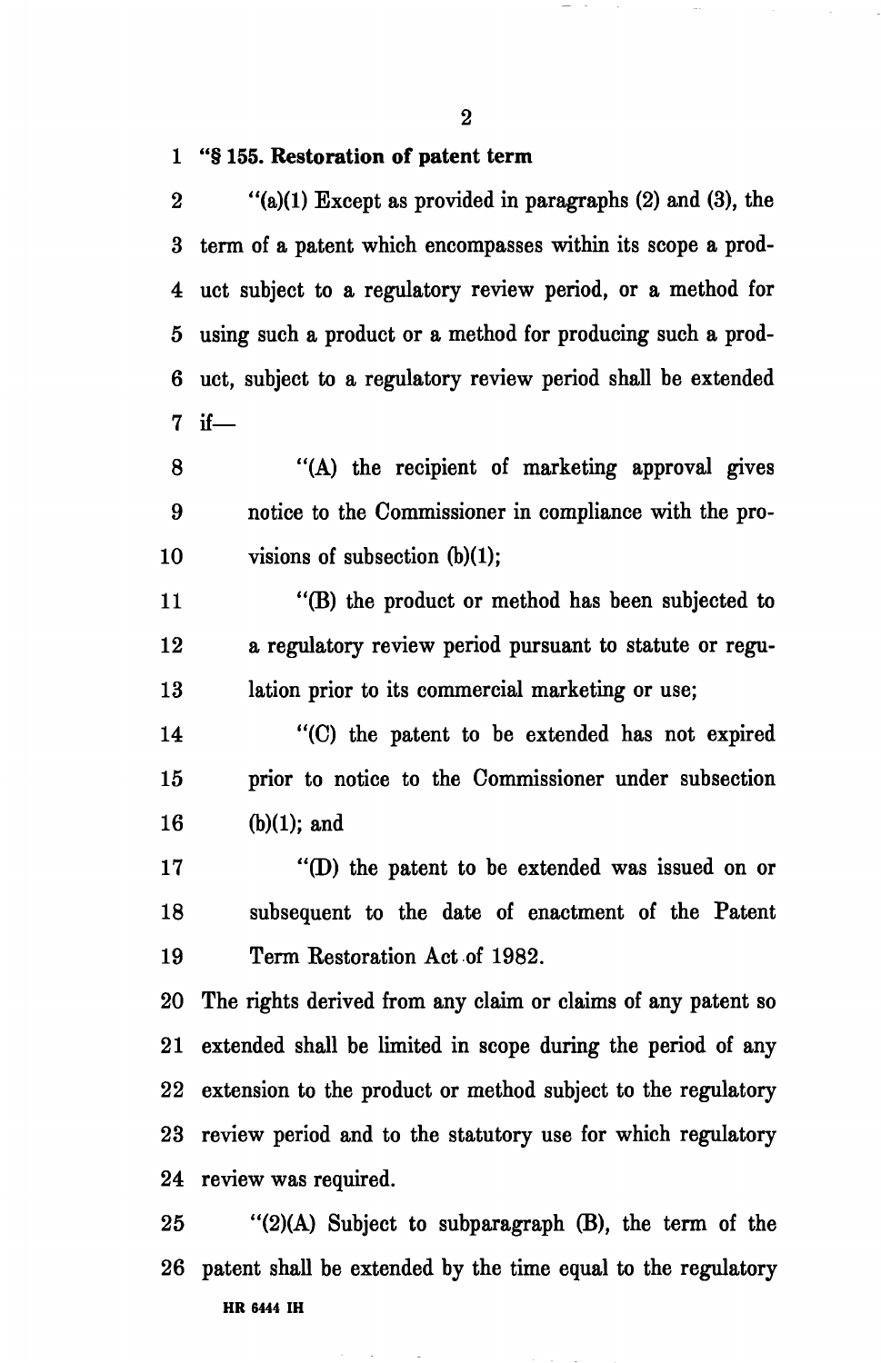**"§ 155. Restoration of patent term**

"(a)(1) Except as provided in paragraphs (2) and (3), the term of a patent which encompasses within its scope a product subject to a regulatory review period, or a method for using such a product or a method for producing such a product, subject to a regulatory review period shall be extended if—

"(A) the recipient of marketing approval gives notice to the Commissioner in compliance with the provisions of subsection (b)(1);

"(B) the product or method has been subjected to a regulatory review period pursuant to statute or regulation prior to its commercial marketing or use;

"(C) the patent to be extended has not expired prior to notice to the Commissioner under subsection (b)(1); and

"(D) the patent to be extended was issued on or subsequent to the date of enactment of the Patent Term Restoration Act of 1982.

The rights derived from any claim or claims of any patent so extended shall be limited in scope during the period of any extension to the product or method subject to the regulatory review period and to the statutory use for which regulatory review was required.

"(2)(A) Subject to subparagraph (B), the term of the patent shall be extended by the time equal to the regulatory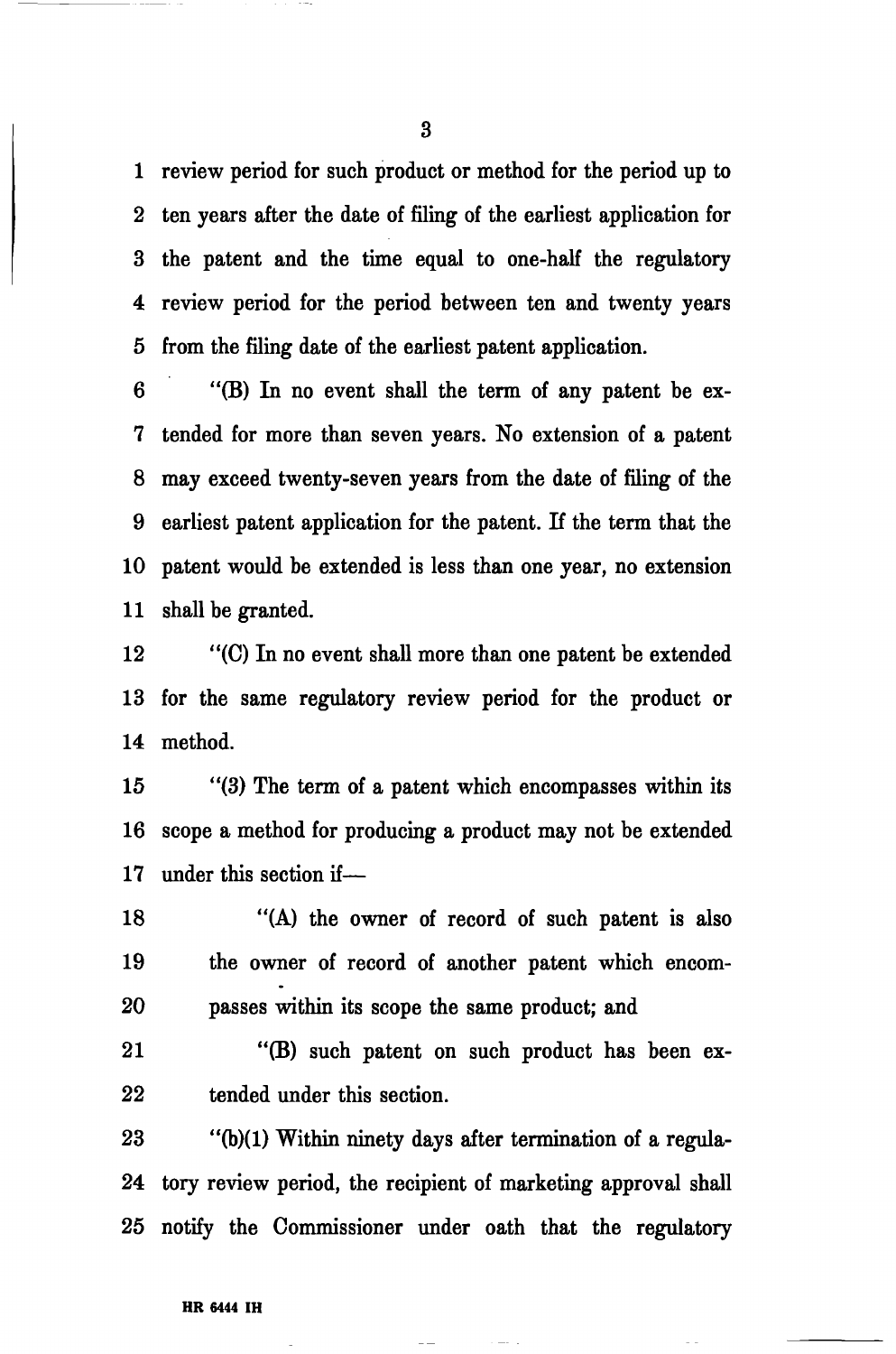review period for such product or method for the period up to ten years after the date of filing of the earliest application for the patent and the time equal to one-half the regulatory review period for the period between ten and twenty years from the filing date of the earliest patent application.

"(B) In no event shall the term of any patent be extended for more than seven years. No extension of a patent may exceed twenty-seven years from the date of filing of the earliest patent application for the patent. If the term that the patent would be extended is less than one year, no extension shall be granted.

"(C) In no event shall more than one patent be extended for the same regulatory review period for the product or method.

"(3) The term of a patent which encompasses within its scope a method for producing a product may not be extended under this section if—

"(A) the owner of record of such patent is also the owner of record of another patent which encompasses within its scope the same product; and

"(B) such patent on such product has been extended under this section.

"(b)(1) Within ninety days after termination of a regulatory review period, the recipient of marketing approval shall notify the Commissioner under oath that the regulatory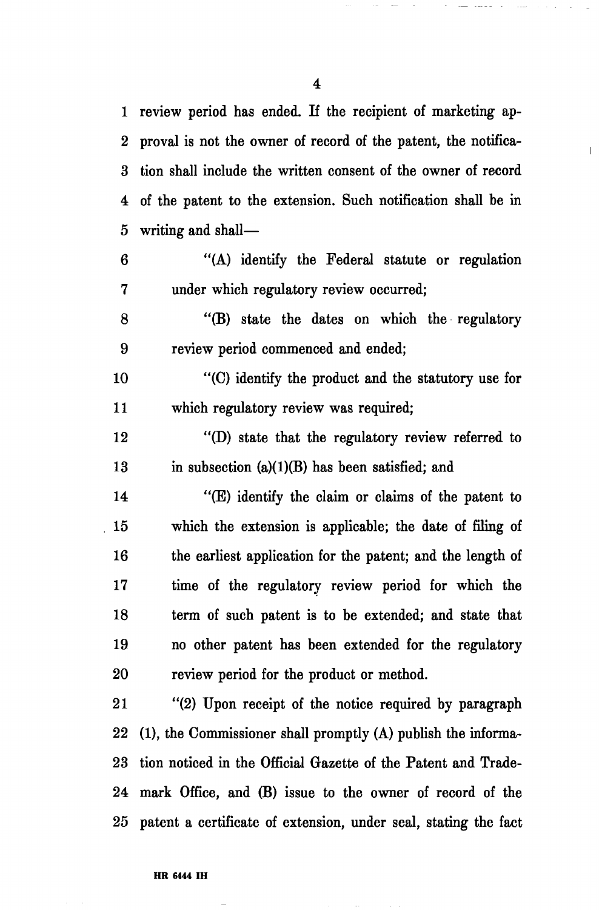review period has ended. If the recipient of marketing approval is not the owner of record of the patent, the notification shall include the written consent of the owner of record of the patent to the extension. Such notification shall be in writing and shall—

"(A) identify the Federal statute or regulation under which regulatory review occurred;

"(B) state the dates on which the regulatory review period commenced and ended;

"(C) identify the product and the statutory use for which regulatory review was required;

"(D) state that the regulatory review referred to in subsection (a)(1)(B) has been satisfied; and

"(E) identify the claim or claims of the patent to which the extension is applicable; the date of filing of the earliest application for the patent; and the length of time of the regulatory review period for which the term of such patent is to be extended; and state that no other patent has been extended for the regulatory review period for the product or method.

"(2) Upon receipt of the notice required by paragraph (1), the Commissioner shall promptly (A) publish the information noticed in the Official Gazette of the Patent and Trademark Office, and (B) issue to the owner of record of the patent a certificate of extension, under seal, stating the fact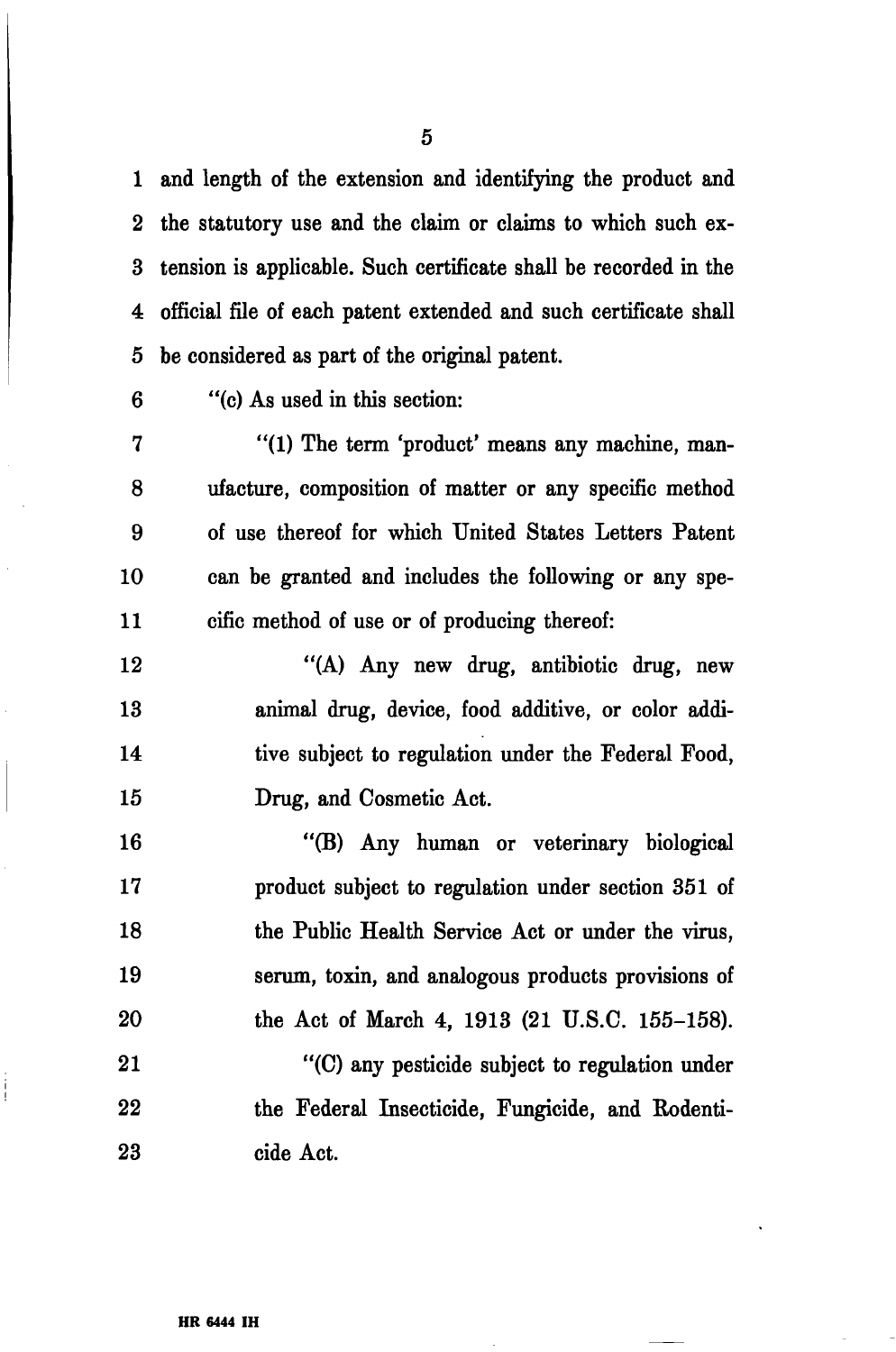and length of the extension and identifying the product and the statutory use and the claim or claims to which such extension is applicable. Such certificate shall be recorded in the official file of each patent extended and such certificate shall be considered as part of the original patent.

"(c) As used in this section:

"(1) The term 'product' means any machine, manufacture, composition of matter or any specific method of use thereof for which United States Letters Patent can be granted and includes the following or any specific method of use or of producing thereof:

"(A) Any new drug, antibiotic drug, new animal drug, device, food additive, or color additive subject to regulation under the Federal Food, Drug, and Cosmetic Act.

"(B) Any human or veterinary biological product subject to regulation under section 351 of the Public Health Service Act or under the virus, serum, toxin, and analogous products provisions of the Act of March 4, 1913 (21 U.S.C. 155–158).

"(C) any pesticide subject to regulation under the Federal Insecticide, Fungicide, and Rodenticide Act.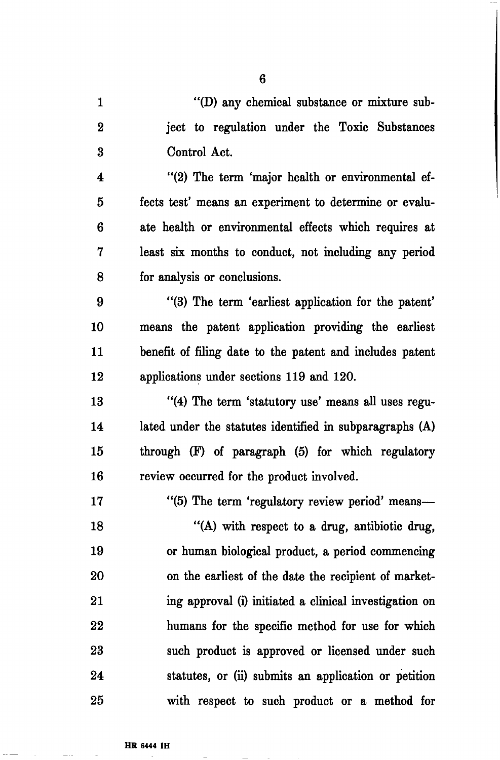"(D) any chemical substance or mixture subject to regulation under the Toxic Substances Control Act.

"(2) The term 'major health or environmental effects test' means an experiment to determine or evaluate health or environmental effects which requires at least six months to conduct, not including any period for analysis or conclusions.

"(3) The term 'earliest application for the patent' means the patent application providing the earliest benefit of filing date to the patent and includes patent applications under sections 119 and 120.

"(4) The term 'statutory use' means all uses regulated under the statutes identified in subparagraphs (A) through (F) of paragraph (5) for which regulatory review occurred for the product involved.

"(5) The term 'regulatory review period' means—

"(A) with respect to a drug, antibiotic drug, or human biological product, a period commencing on the earliest of the date the recipient of marketing approval (i) initiated a clinical investigation on humans for the specific method for use for which such product is approved or licensed under such statutes, or (ii) submits an application or petition with respect to such product or a method for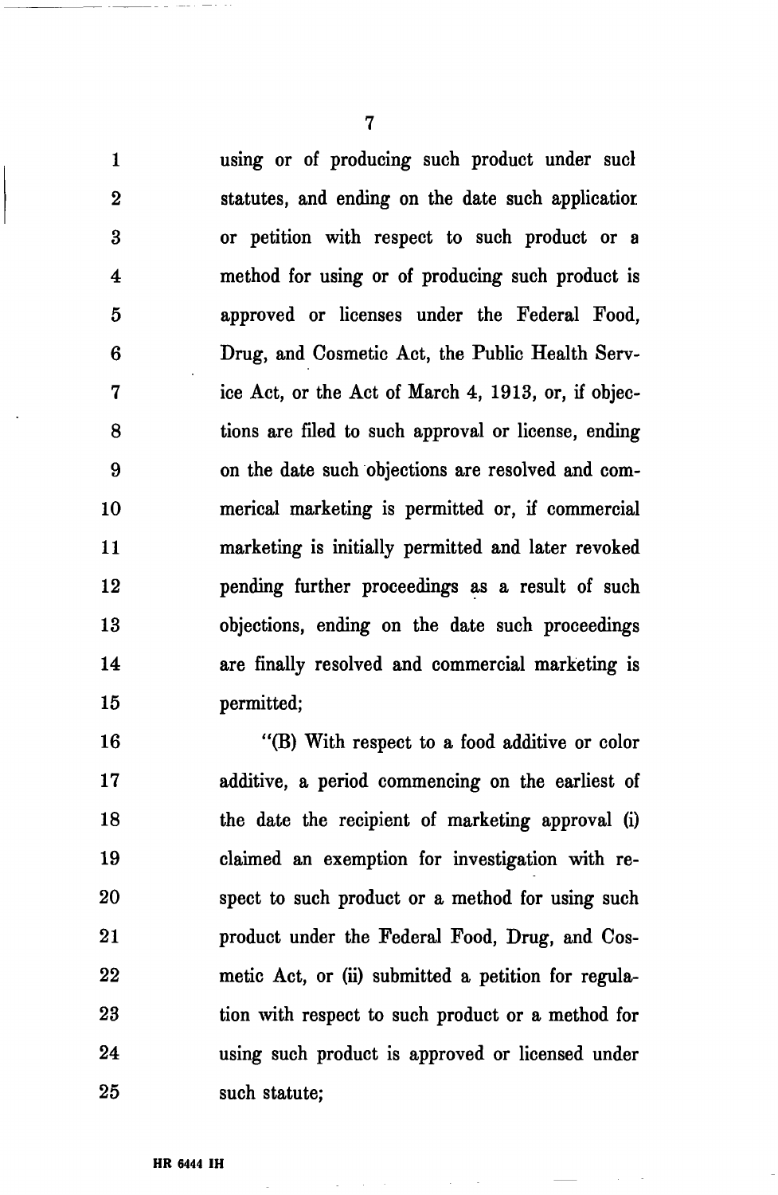using or of producing such product under sucl statutes, and ending on the date such applicatior or petition with respect to such product or a method for using or of producing such product is approved or licenses under the Federal Food, Drug, and Cosmetic Act, the Public Health Service Act, or the Act of March 4, 1913, or, if objections are filed to such approval or license, ending on the date such objections are resolved and commerical marketing is permitted or, if commercial marketing is initially permitted and later revoked pending further proceedings as a result of such objections, ending on the date such proceedings are finally resolved and commercial marketing is permitted;

"(B) With respect to a food additive or color additive, a period commencing on the earliest of the date the recipient of marketing approval (i) claimed an exemption for investigation with respect to such product or a method for using such product under the Federal Food, Drug, and Cosmetic Act, or (ii) submitted a petition for regulation with respect to such product or a method for using such product is approved or licensed under such statute;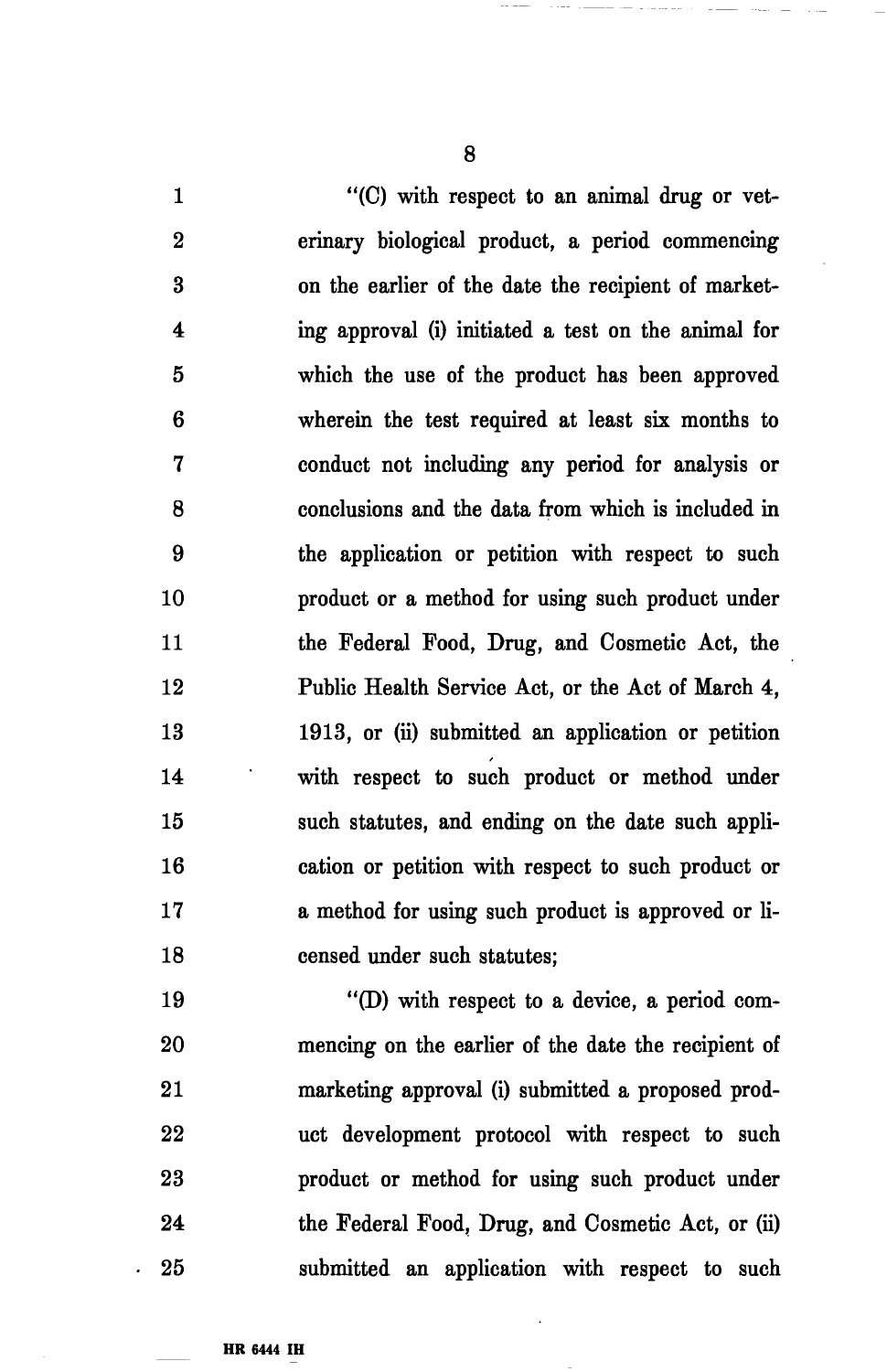"(C) with respect to an animal drug or veterinary biological product, a period commencing on the earlier of the date the recipient of marketing approval (i) initiated a test on the animal for which the use of the product has been approved wherein the test required at least six months to conduct not including any period for analysis or conclusions and the data from which is included in the application or petition with respect to such product or a method for using such product under the Federal Food, Drug, and Cosmetic Act, the Public Health Service Act, or the Act of March 4, 1913, or (ii) submitted an application or petition with respect to such product or method under such statutes, and ending on the date such application or petition with respect to such product or a method for using such product is approved or licensed under such statutes;

"(D) with respect to a device, a period commencing on the earlier of the date the recipient of marketing approval (i) submitted a proposed product development protocol with respect to such product or method for using such product under the Federal Food, Drug, and Cosmetic Act, or (ii) submitted an application with respect to such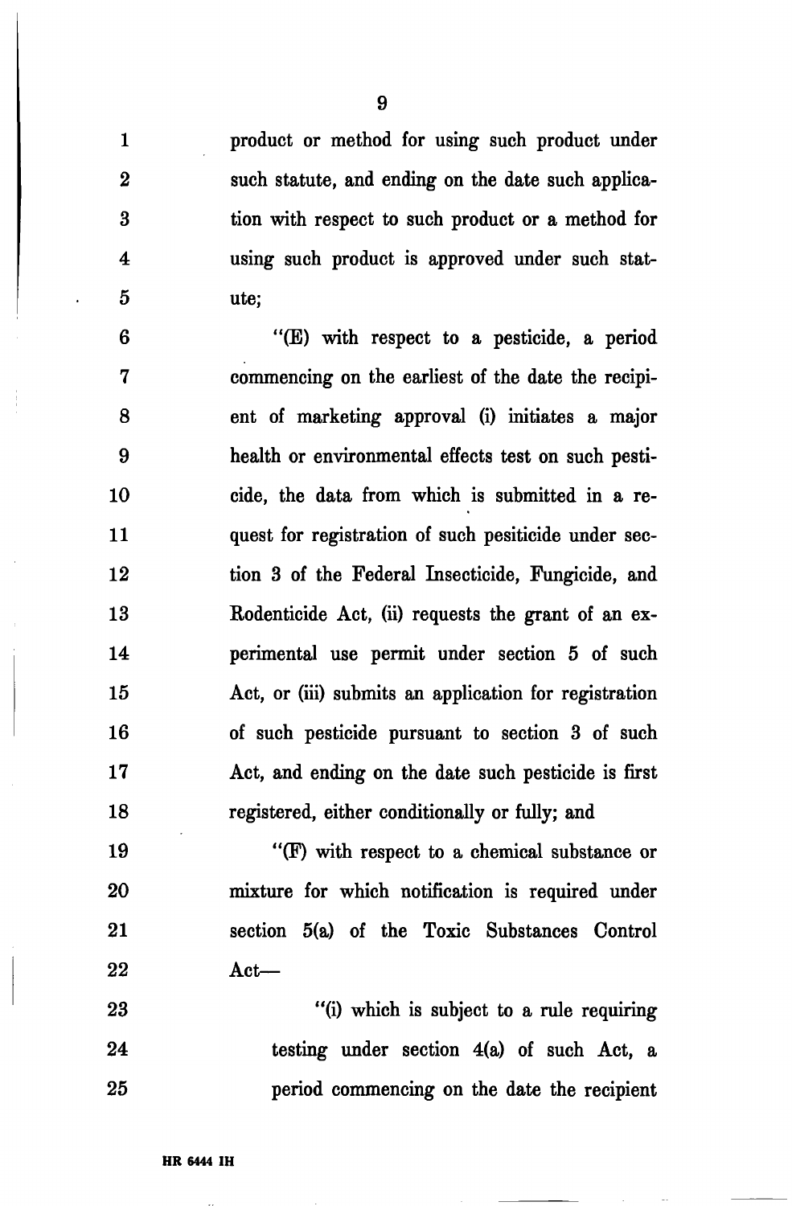product or method for using such product under such statute, and ending on the date such application with respect to such product or a method for using such product is approved under such statute;

"(E) with respect to a pesticide, a period commencing on the earliest of the date the recipient of marketing approval (i) initiates a major health or environmental effects test on such pesticide, the data from which is submitted in a request for registration of such pesiticide under section 3 of the Federal Insecticide, Fungicide, and Rodenticide Act, (ii) requests the grant of an experimental use permit under section 5 of such Act, or (iii) submits an application for registration of such pesticide pursuant to section 3 of such Act, and ending on the date such pesticide is first registered, either conditionally or fully; and

"(F) with respect to a chemical substance or mixture for which notification is required under section 5(a) of the Toxic Substances Control Act—

"(i) which is subject to a rule requiring testing under section 4(a) of such Act, a period commencing on the date the recipient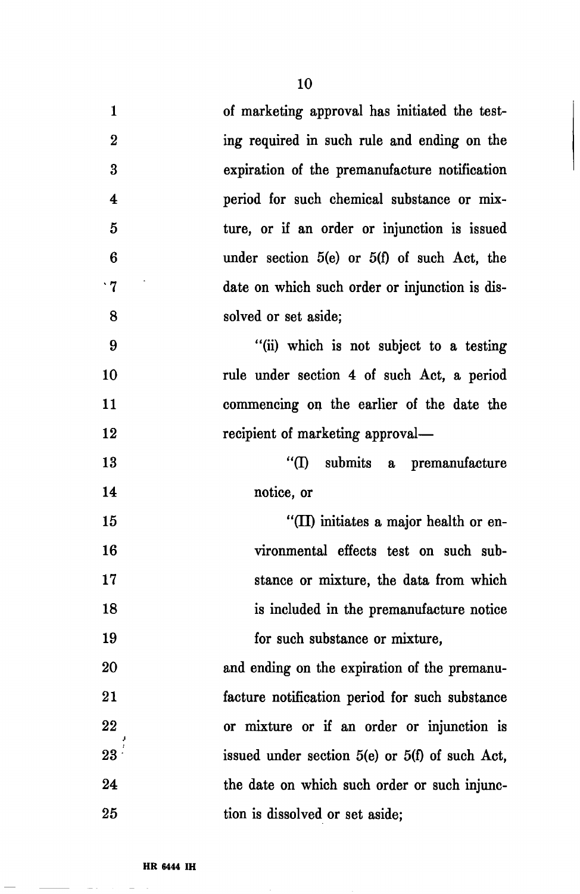of marketing approval has initiated the testing required in such rule and ending on the expiration of the premanufacture notification period for such chemical substance or mixture, or if an order or injunction is issued under section 5(e) or 5(f) of such Act, the date on which such order or injunction is dissolved or set aside;

"(ii) which is not subject to a testing rule under section 4 of such Act, a period commencing on the earlier of the date the recipient of marketing approval—

"(I) submits a premanufacture notice, or

"(II) initiates a major health or environmental effects test on such substance or mixture, the data from which is included in the premanufacture notice for such substance or mixture,

and ending on the expiration of the premanufacture notification period for such substance or mixture or if an order or injunction is issued under section 5(e) or 5(f) of such Act, the date on which such order or such injunction is dissolved or set aside;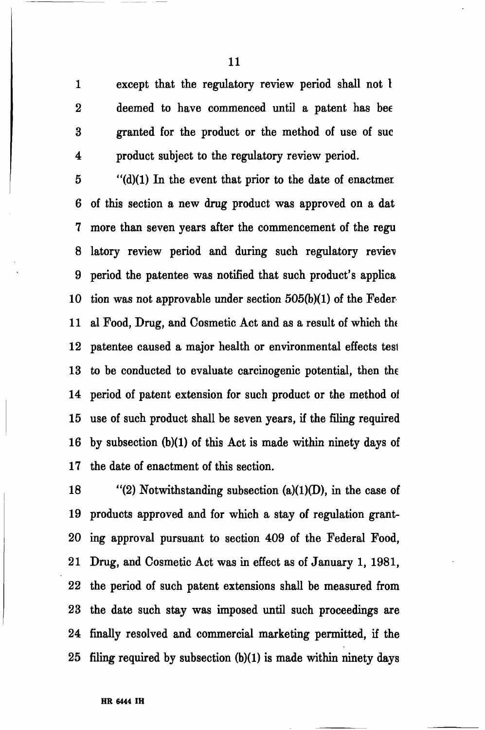except that the regulatory review period shall not be deemed to have commenced until a patent has been granted for the product or the method of use of such product subject to the regulatory review period.

"(d)(1) In the event that prior to the date of enactment of this section a new drug product was approved on a date more than seven years after the commencement of the regulatory review period and during such regulatory review period the patentee was notified that such product's application was not approvable under section 505(b)(1) of the Federal Food, Drug, and Cosmetic Act and as a result of which the patentee caused a major health or environmental effects test to be conducted to evaluate carcinogenic potential, then the period of patent extension for such product or the method of use of such product shall be seven years, if the filing required by subsection (b)(1) of this Act is made within ninety days of the date of enactment of this section.

"(2) Notwithstanding subsection (a)(1)(D), in the case of products approved and for which a stay of regulation granting approval pursuant to section 409 of the Federal Food, Drug, and Cosmetic Act was in effect as of January 1, 1981, the period of such patent extensions shall be measured from the date such stay was imposed until such proceedings are finally resolved and commercial marketing permitted, if the filing required by subsection (b)(1) is made within ninety days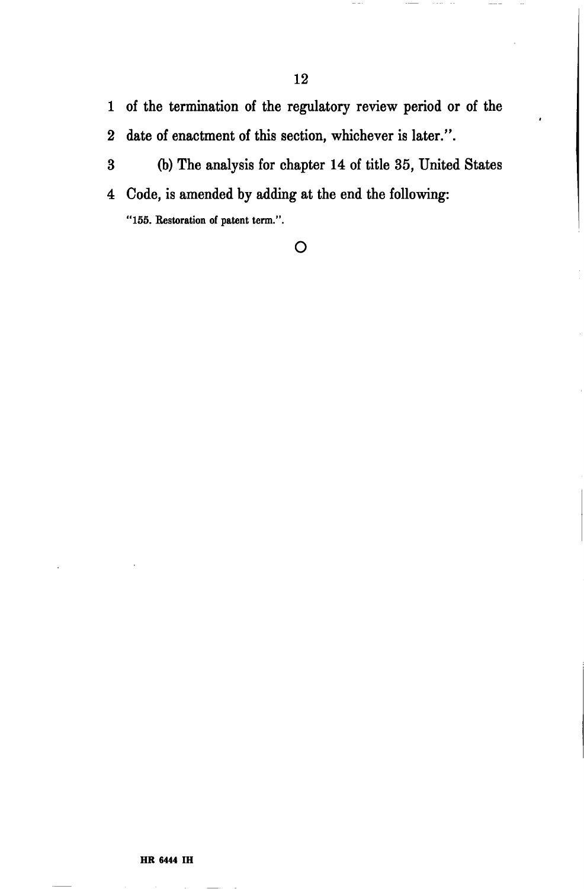of the termination of the regulatory review period or of the date of enactment of this section, whichever is later.".

(b) The analysis for chapter 14 of title 35, United States Code, is amended by adding at the end the following:

"155. Restoration of patent term.".

HR 6444 IH